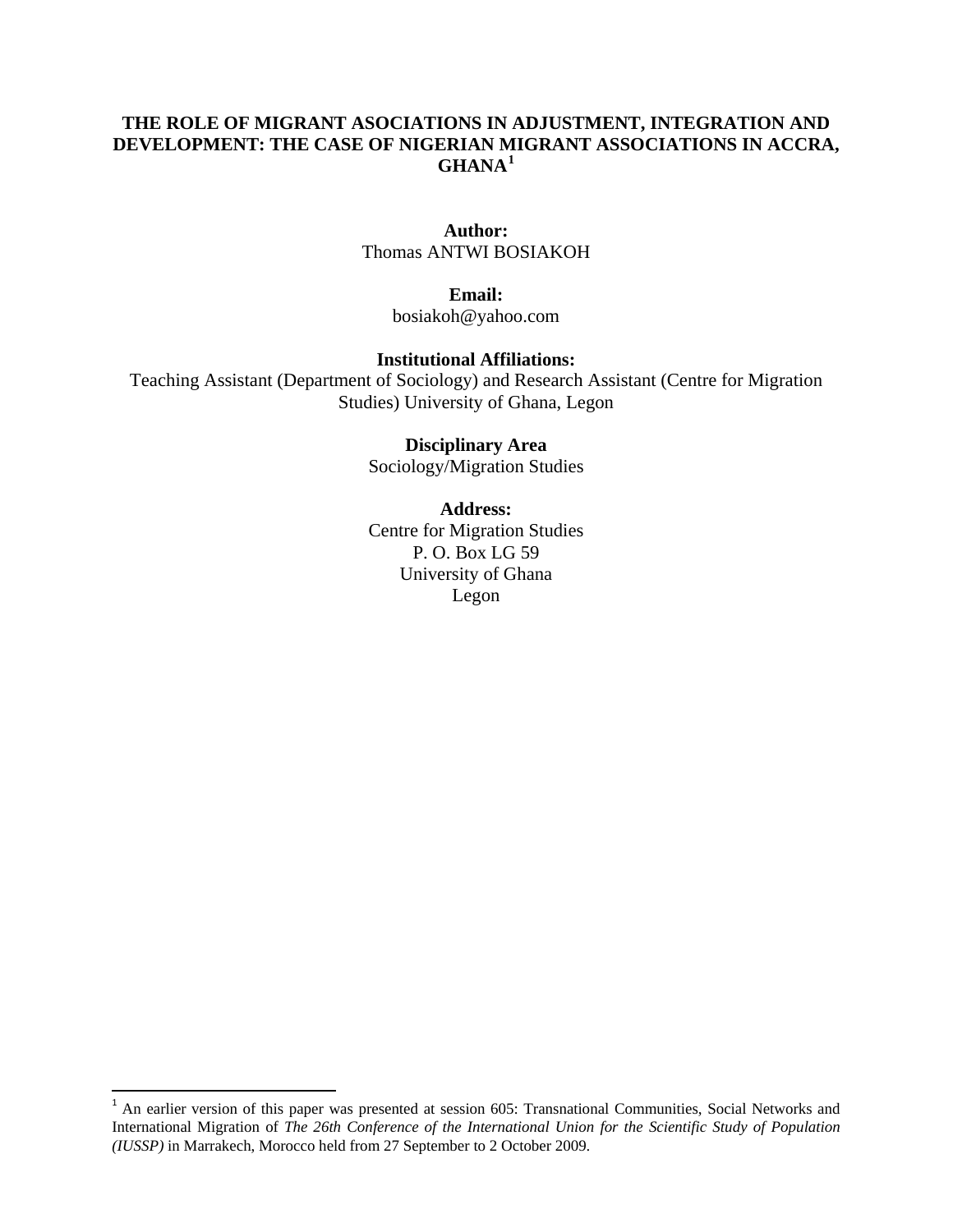# THE ROLE OF MIGRANT ASOCIATIONS IN ADJUSTMENT, INTEGRATION AND DEVELOPMENT: THE CASE OF NIGERIAN MIGRANT ASSOCIATIONS IN ACCRA, GHANA[1]

**Author:**
Thomas ANTWI BOSIAKOH

**Email:**
bosiakoh@yahoo.com

**Institutional Affiliations:**
Teaching Assistant (Department of Sociology) and Research Assistant (Centre for Migration Studies) University of Ghana, Legon

**Disciplinary Area**
Sociology/Migration Studies

**Address:**
Centre for Migration Studies
P. O. Box LG 59
University of Ghana
Legon

---

[1] An earlier version of this paper was presented at session 605: Transnational Communities, Social Networks and International Migration of *The 26th Conference of the International Union for the Scientific Study of Population (IUSSP)* in Marrakech, Morocco held from 27 September to 2 October 2009.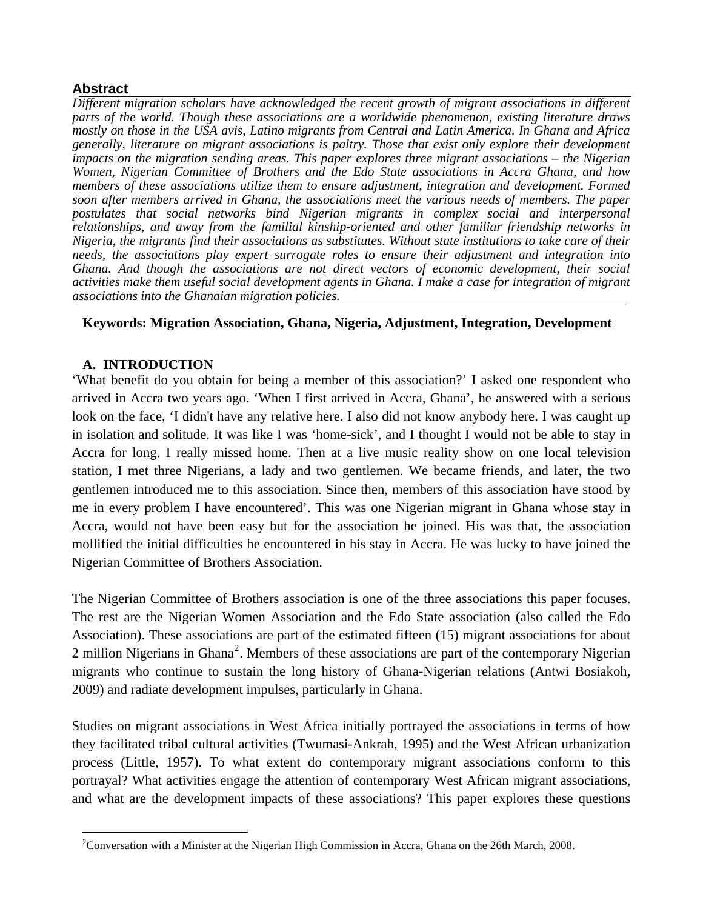## Abstract

*Different migration scholars have acknowledged the recent growth of migrant associations in different parts of the world. Though these associations are a worldwide phenomenon, existing literature draws mostly on those in the USA avis, Latino migrants from Central and Latin America. In Ghana and Africa generally, literature on migrant associations is paltry. Those that exist only explore their development impacts on the migration sending areas. This paper explores three migrant associations – the Nigerian Women, Nigerian Committee of Brothers and the Edo State associations in Accra Ghana, and how members of these associations utilize them to ensure adjustment, integration and development. Formed soon after members arrived in Ghana, the associations meet the various needs of members. The paper postulates that social networks bind Nigerian migrants in complex social and interpersonal relationships, and away from the familial kinship-oriented and other familiar friendship networks in Nigeria, the migrants find their associations as substitutes. Without state institutions to take care of their needs, the associations play expert surrogate roles to ensure their adjustment and integration into Ghana. And though the associations are not direct vectors of economic development, their social activities make them useful social development agents in Ghana. I make a case for integration of migrant associations into the Ghanaian migration policies.*

**Keywords: Migration Association, Ghana, Nigeria, Adjustment, Integration, Development**

## A. INTRODUCTION

'What benefit do you obtain for being a member of this association?' I asked one respondent who arrived in Accra two years ago. 'When I first arrived in Accra, Ghana', he answered with a serious look on the face, 'I didn't have any relative here. I also did not know anybody here. I was caught up in isolation and solitude. It was like I was 'home-sick', and I thought I would not be able to stay in Accra for long. I really missed home. Then at a live music reality show on one local television station, I met three Nigerians, a lady and two gentlemen. We became friends, and later, the two gentlemen introduced me to this association. Since then, members of this association have stood by me in every problem I have encountered'. This was one Nigerian migrant in Ghana whose stay in Accra, would not have been easy but for the association he joined. His was that, the association mollified the initial difficulties he encountered in his stay in Accra. He was lucky to have joined the Nigerian Committee of Brothers Association.

The Nigerian Committee of Brothers association is one of the three associations this paper focuses. The rest are the Nigerian Women Association and the Edo State association (also called the Edo Association). These associations are part of the estimated fifteen (15) migrant associations for about 2 million Nigerians in Ghana[2]. Members of these associations are part of the contemporary Nigerian migrants who continue to sustain the long history of Ghana-Nigerian relations (Antwi Bosiakoh, 2009) and radiate development impulses, particularly in Ghana.

Studies on migrant associations in West Africa initially portrayed the associations in terms of how they facilitated tribal cultural activities (Twumasi-Ankrah, 1995) and the West African urbanization process (Little, 1957). To what extent do contemporary migrant associations conform to this portrayal? What activities engage the attention of contemporary West African migrant associations, and what are the development impacts of these associations? This paper explores these questions

[2]Conversation with a Minister at the Nigerian High Commission in Accra, Ghana on the 26th March, 2008.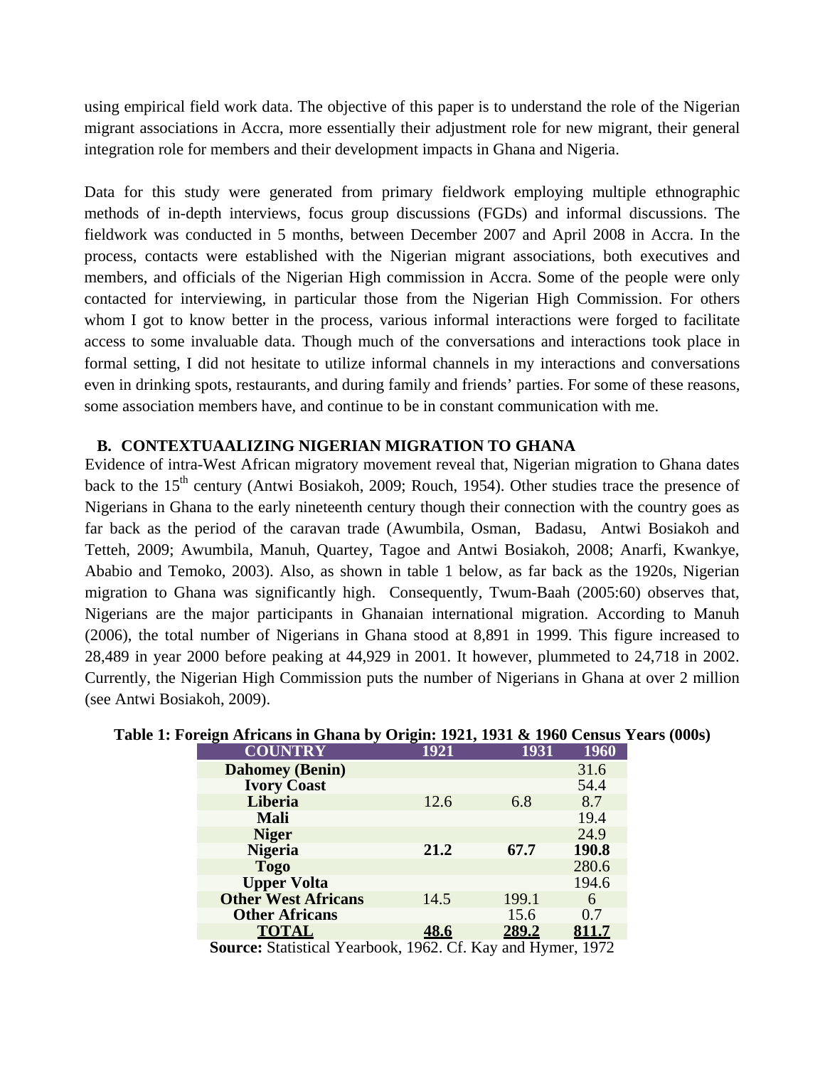using empirical field work data. The objective of this paper is to understand the role of the Nigerian migrant associations in Accra, more essentially their adjustment role for new migrant, their general integration role for members and their development impacts in Ghana and Nigeria.

Data for this study were generated from primary fieldwork employing multiple ethnographic methods of in-depth interviews, focus group discussions (FGDs) and informal discussions. The fieldwork was conducted in 5 months, between December 2007 and April 2008 in Accra. In the process, contacts were established with the Nigerian migrant associations, both executives and members, and officials of the Nigerian High commission in Accra. Some of the people were only contacted for interviewing, in particular those from the Nigerian High Commission. For others whom I got to know better in the process, various informal interactions were forged to facilitate access to some invaluable data. Though much of the conversations and interactions took place in formal setting, I did not hesitate to utilize informal channels in my interactions and conversations even in drinking spots, restaurants, and during family and friends' parties. For some of these reasons, some association members have, and continue to be in constant communication with me.

## B. CONTEXTUAALIZING NIGERIAN MIGRATION TO GHANA

Evidence of intra-West African migratory movement reveal that, Nigerian migration to Ghana dates back to the 15th century (Antwi Bosiakoh, 2009; Rouch, 1954). Other studies trace the presence of Nigerians in Ghana to the early nineteenth century though their connection with the country goes as far back as the period of the caravan trade (Awumbila, Osman, Badasu, Antwi Bosiakoh and Tetteh, 2009; Awumbila, Manuh, Quartey, Tagoe and Antwi Bosiakoh, 2008; Anarfi, Kwankye, Ababio and Temoko, 2003). Also, as shown in table 1 below, as far back as the 1920s, Nigerian migration to Ghana was significantly high. Consequently, Twum-Baah (2005:60) observes that, Nigerians are the major participants in Ghanaian international migration. According to Manuh (2006), the total number of Nigerians in Ghana stood at 8,891 in 1999. This figure increased to 28,489 in year 2000 before peaking at 44,929 in 2001. It however, plummeted to 24,718 in 2002. Currently, the Nigerian High Commission puts the number of Nigerians in Ghana at over 2 million (see Antwi Bosiakoh, 2009).

**Table 1: Foreign Africans in Ghana by Origin: 1921, 1931 & 1960 Census Years (000s)**

| COUNTRY | 1921 | 1931 | 1960 |
|---|---|---|---|
| **Dahomey (Benin)** | | | 31.6 |
| **Ivory Coast** | | | 54.4 |
| **Liberia** | 12.6 | 6.8 | 8.7 |
| **Mali** | | | 19.4 |
| **Niger** | | | 24.9 |
| **Nigeria** | **21.2** | **67.7** | **190.8** |
| **Togo** | | | 280.6 |
| **Upper Volta** | | | 194.6 |
| **Other West Africans** | 14.5 | 199.1 | 6 |
| **Other Africans** | | 15.6 | 0.7 |
| **TOTAL** | **48.6** | **289.2** | **811.7** |

**Source:** Statistical Yearbook, 1962. Cf. Kay and Hymer, 1972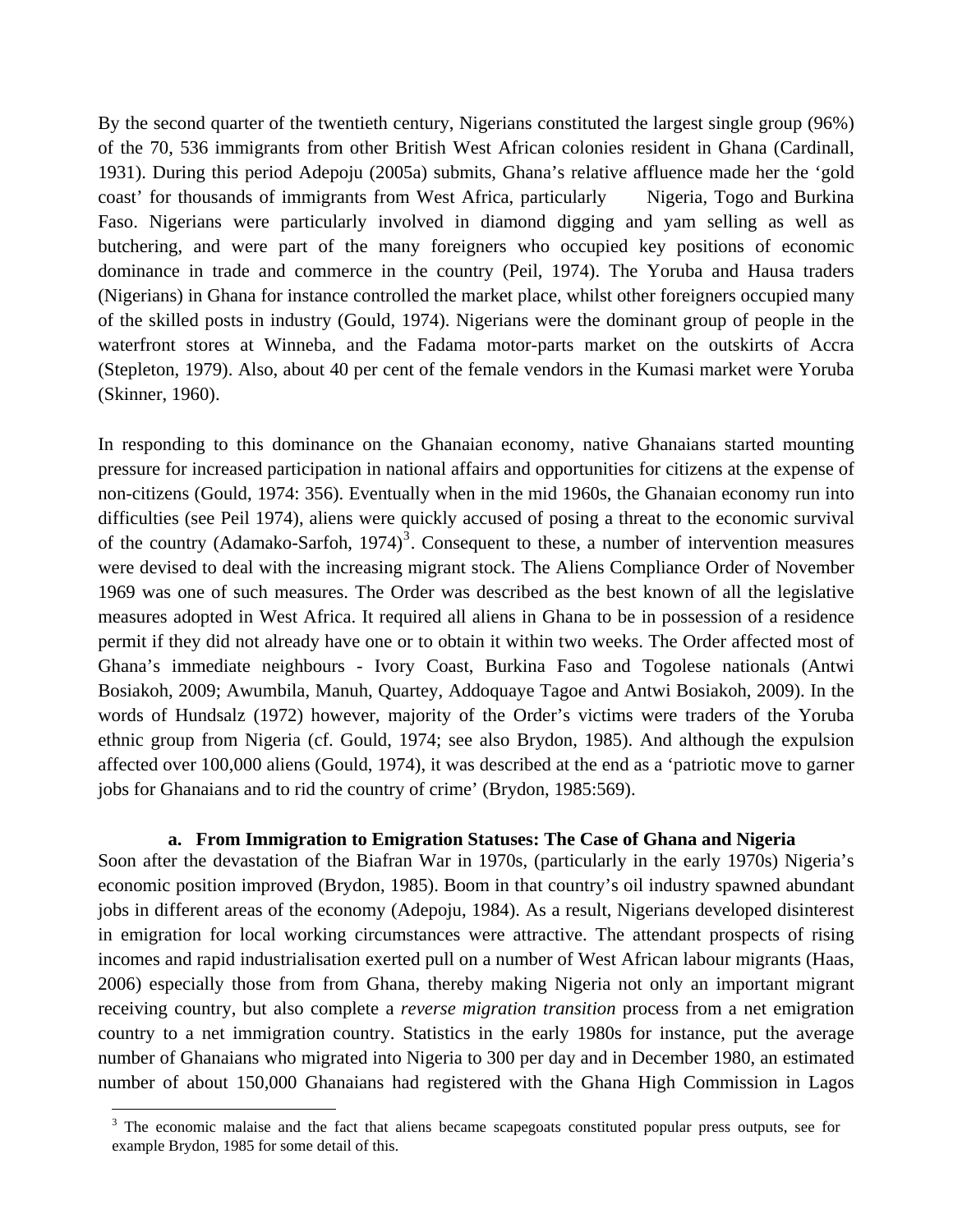By the second quarter of the twentieth century, Nigerians constituted the largest single group (96%) of the 70, 536 immigrants from other British West African colonies resident in Ghana (Cardinall, 1931). During this period Adepoju (2005a) submits, Ghana's relative affluence made her the 'gold coast' for thousands of immigrants from West Africa, particularly Nigeria, Togo and Burkina Faso. Nigerians were particularly involved in diamond digging and yam selling as well as butchering, and were part of the many foreigners who occupied key positions of economic dominance in trade and commerce in the country (Peil, 1974). The Yoruba and Hausa traders (Nigerians) in Ghana for instance controlled the market place, whilst other foreigners occupied many of the skilled posts in industry (Gould, 1974). Nigerians were the dominant group of people in the waterfront stores at Winneba, and the Fadama motor-parts market on the outskirts of Accra (Stepleton, 1979). Also, about 40 per cent of the female vendors in the Kumasi market were Yoruba (Skinner, 1960).

In responding to this dominance on the Ghanaian economy, native Ghanaians started mounting pressure for increased participation in national affairs and opportunities for citizens at the expense of non-citizens (Gould, 1974: 356). Eventually when in the mid 1960s, the Ghanaian economy run into difficulties (see Peil 1974), aliens were quickly accused of posing a threat to the economic survival of the country (Adamako-Sarfoh, 1974)[3]. Consequent to these, a number of intervention measures were devised to deal with the increasing migrant stock. The Aliens Compliance Order of November 1969 was one of such measures. The Order was described as the best known of all the legislative measures adopted in West Africa. It required all aliens in Ghana to be in possession of a residence permit if they did not already have one or to obtain it within two weeks. The Order affected most of Ghana's immediate neighbours - Ivory Coast, Burkina Faso and Togolese nationals (Antwi Bosiakoh, 2009; Awumbila, Manuh, Quartey, Addoquaye Tagoe and Antwi Bosiakoh, 2009). In the words of Hundsalz (1972) however, majority of the Order's victims were traders of the Yoruba ethnic group from Nigeria (cf. Gould, 1974; see also Brydon, 1985). And although the expulsion affected over 100,000 aliens (Gould, 1974), it was described at the end as a 'patriotic move to garner jobs for Ghanaians and to rid the country of crime' (Brydon, 1985:569).

### a. From Immigration to Emigration Statuses: The Case of Ghana and Nigeria

Soon after the devastation of the Biafran War in 1970s, (particularly in the early 1970s) Nigeria's economic position improved (Brydon, 1985). Boom in that country's oil industry spawned abundant jobs in different areas of the economy (Adepoju, 1984). As a result, Nigerians developed disinterest in emigration for local working circumstances were attractive. The attendant prospects of rising incomes and rapid industrialisation exerted pull on a number of West African labour migrants (Haas, 2006) especially those from from Ghana, thereby making Nigeria not only an important migrant receiving country, but also complete a *reverse migration transition* process from a net emigration country to a net immigration country. Statistics in the early 1980s for instance, put the average number of Ghanaians who migrated into Nigeria to 300 per day and in December 1980, an estimated number of about 150,000 Ghanaians had registered with the Ghana High Commission in Lagos

[3] The economic malaise and the fact that aliens became scapegoats constituted popular press outputs, see for example Brydon, 1985 for some detail of this.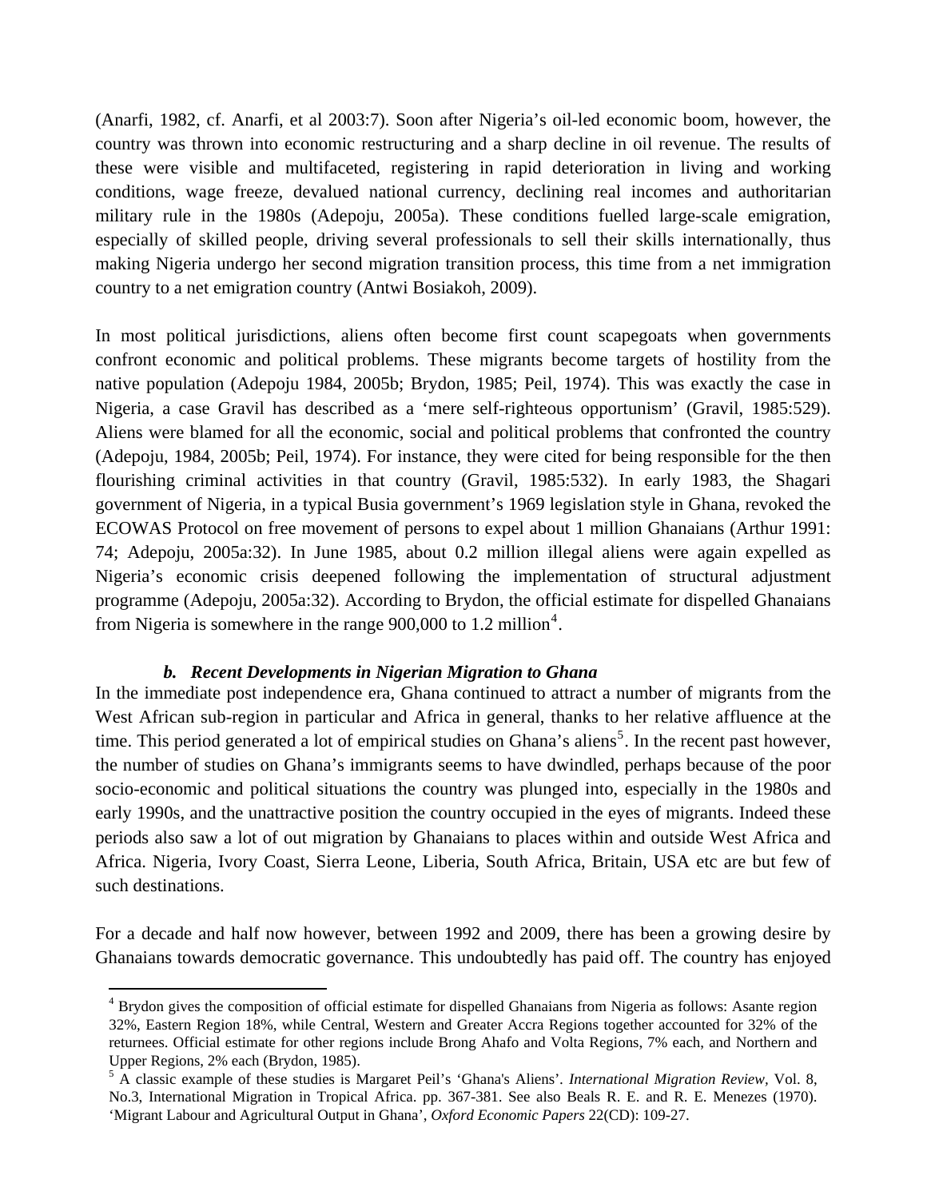(Anarfi, 1982, cf. Anarfi, et al 2003:7). Soon after Nigeria's oil-led economic boom, however, the country was thrown into economic restructuring and a sharp decline in oil revenue. The results of these were visible and multifaceted, registering in rapid deterioration in living and working conditions, wage freeze, devalued national currency, declining real incomes and authoritarian military rule in the 1980s (Adepoju, 2005a). These conditions fuelled large-scale emigration, especially of skilled people, driving several professionals to sell their skills internationally, thus making Nigeria undergo her second migration transition process, this time from a net immigration country to a net emigration country (Antwi Bosiakoh, 2009).

In most political jurisdictions, aliens often become first count scapegoats when governments confront economic and political problems. These migrants become targets of hostility from the native population (Adepoju 1984, 2005b; Brydon, 1985; Peil, 1974). This was exactly the case in Nigeria, a case Gravil has described as a 'mere self-righteous opportunism' (Gravil, 1985:529). Aliens were blamed for all the economic, social and political problems that confronted the country (Adepoju, 1984, 2005b; Peil, 1974). For instance, they were cited for being responsible for the then flourishing criminal activities in that country (Gravil, 1985:532). In early 1983, the Shagari government of Nigeria, in a typical Busia government's 1969 legislation style in Ghana, revoked the ECOWAS Protocol on free movement of persons to expel about 1 million Ghanaians (Arthur 1991: 74; Adepoju, 2005a:32). In June 1985, about 0.2 million illegal aliens were again expelled as Nigeria's economic crisis deepened following the implementation of structural adjustment programme (Adepoju, 2005a:32). According to Brydon, the official estimate for dispelled Ghanaians from Nigeria is somewhere in the range 900,000 to 1.2 million[4].

### *b. Recent Developments in Nigerian Migration to Ghana*

In the immediate post independence era, Ghana continued to attract a number of migrants from the West African sub-region in particular and Africa in general, thanks to her relative affluence at the time. This period generated a lot of empirical studies on Ghana's aliens[5]. In the recent past however, the number of studies on Ghana's immigrants seems to have dwindled, perhaps because of the poor socio-economic and political situations the country was plunged into, especially in the 1980s and early 1990s, and the unattractive position the country occupied in the eyes of migrants. Indeed these periods also saw a lot of out migration by Ghanaians to places within and outside West Africa and Africa. Nigeria, Ivory Coast, Sierra Leone, Liberia, South Africa, Britain, USA etc are but few of such destinations.

For a decade and half now however, between 1992 and 2009, there has been a growing desire by Ghanaians towards democratic governance. This undoubtedly has paid off. The country has enjoyed

---

[4] Brydon gives the composition of official estimate for dispelled Ghanaians from Nigeria as follows: Asante region 32%, Eastern Region 18%, while Central, Western and Greater Accra Regions together accounted for 32% of the returnees. Official estimate for other regions include Brong Ahafo and Volta Regions, 7% each, and Northern and Upper Regions, 2% each (Brydon, 1985).

[5] A classic example of these studies is Margaret Peil's 'Ghana's Aliens'. *International Migration Review*, Vol. 8, No.3, International Migration in Tropical Africa. pp. 367-381. See also Beals R. E. and R. E. Menezes (1970). 'Migrant Labour and Agricultural Output in Ghana', *Oxford Economic Papers* 22(CD): 109-27.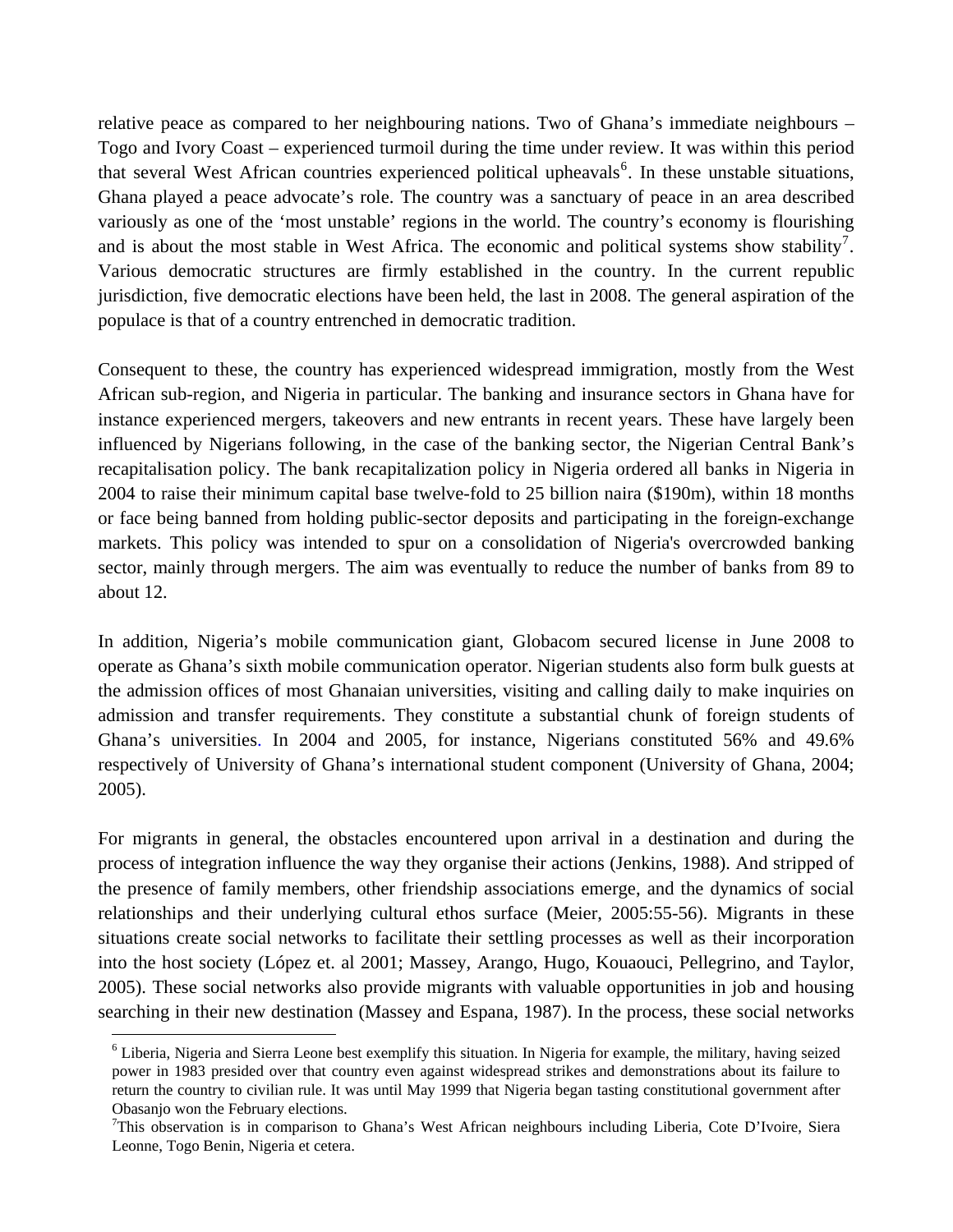relative peace as compared to her neighbouring nations. Two of Ghana's immediate neighbours – Togo and Ivory Coast – experienced turmoil during the time under review. It was within this period that several West African countries experienced political upheavals[6]. In these unstable situations, Ghana played a peace advocate's role. The country was a sanctuary of peace in an area described variously as one of the 'most unstable' regions in the world. The country's economy is flourishing and is about the most stable in West Africa. The economic and political systems show stability[7]. Various democratic structures are firmly established in the country. In the current republic jurisdiction, five democratic elections have been held, the last in 2008. The general aspiration of the populace is that of a country entrenched in democratic tradition.

Consequent to these, the country has experienced widespread immigration, mostly from the West African sub-region, and Nigeria in particular. The banking and insurance sectors in Ghana have for instance experienced mergers, takeovers and new entrants in recent years. These have largely been influenced by Nigerians following, in the case of the banking sector, the Nigerian Central Bank's recapitalisation policy. The bank recapitalization policy in Nigeria ordered all banks in Nigeria in 2004 to raise their minimum capital base twelve-fold to 25 billion naira ($190m), within 18 months or face being banned from holding public-sector deposits and participating in the foreign-exchange markets. This policy was intended to spur on a consolidation of Nigeria's overcrowded banking sector, mainly through mergers. The aim was eventually to reduce the number of banks from 89 to about 12.

In addition, Nigeria's mobile communication giant, Globacom secured license in June 2008 to operate as Ghana's sixth mobile communication operator. Nigerian students also form bulk guests at the admission offices of most Ghanaian universities, visiting and calling daily to make inquiries on admission and transfer requirements. They constitute a substantial chunk of foreign students of Ghana's universities. In 2004 and 2005, for instance, Nigerians constituted 56% and 49.6% respectively of University of Ghana's international student component (University of Ghana, 2004; 2005).

For migrants in general, the obstacles encountered upon arrival in a destination and during the process of integration influence the way they organise their actions (Jenkins, 1988). And stripped of the presence of family members, other friendship associations emerge, and the dynamics of social relationships and their underlying cultural ethos surface (Meier, 2005:55-56). Migrants in these situations create social networks to facilitate their settling processes as well as their incorporation into the host society (López et. al 2001; Massey, Arango, Hugo, Kouaouci, Pellegrino, and Taylor, 2005). These social networks also provide migrants with valuable opportunities in job and housing searching in their new destination (Massey and Espana, 1987). In the process, these social networks

---

[6] Liberia, Nigeria and Sierra Leone best exemplify this situation. In Nigeria for example, the military, having seized power in 1983 presided over that country even against widespread strikes and demonstrations about its failure to return the country to civilian rule. It was until May 1999 that Nigeria began tasting constitutional government after Obasanjo won the February elections.

[7] This observation is in comparison to Ghana's West African neighbours including Liberia, Cote D'Ivoire, Siera Leonne, Togo Benin, Nigeria et cetera.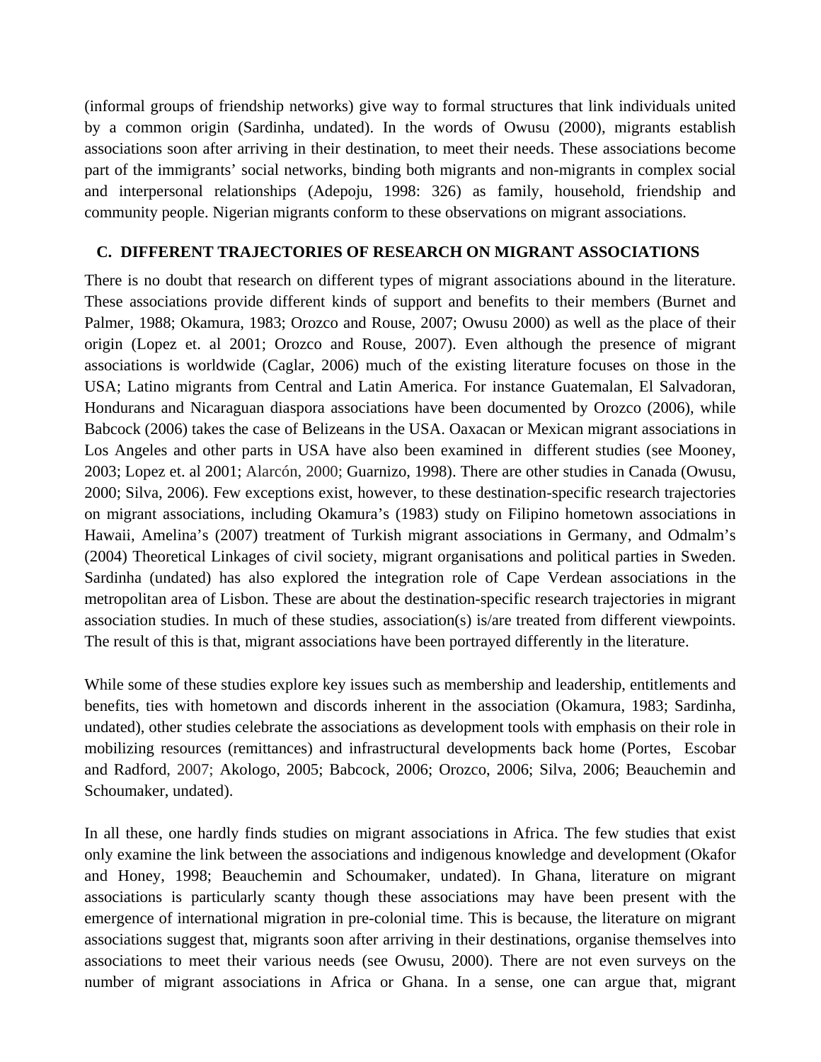(informal groups of friendship networks) give way to formal structures that link individuals united by a common origin (Sardinha, undated). In the words of Owusu (2000), migrants establish associations soon after arriving in their destination, to meet their needs. These associations become part of the immigrants' social networks, binding both migrants and non-migrants in complex social and interpersonal relationships (Adepoju, 1998: 326) as family, household, friendship and community people. Nigerian migrants conform to these observations on migrant associations.

## C. DIFFERENT TRAJECTORIES OF RESEARCH ON MIGRANT ASSOCIATIONS

There is no doubt that research on different types of migrant associations abound in the literature. These associations provide different kinds of support and benefits to their members (Burnet and Palmer, 1988; Okamura, 1983; Orozco and Rouse, 2007; Owusu 2000) as well as the place of their origin (Lopez et. al 2001; Orozco and Rouse, 2007). Even although the presence of migrant associations is worldwide (Caglar, 2006) much of the existing literature focuses on those in the USA; Latino migrants from Central and Latin America. For instance Guatemalan, El Salvadoran, Hondurans and Nicaraguan diaspora associations have been documented by Orozco (2006), while Babcock (2006) takes the case of Belizeans in the USA. Oaxacan or Mexican migrant associations in Los Angeles and other parts in USA have also been examined in different studies (see Mooney, 2003; Lopez et. al 2001; Alarcón, 2000; Guarnizo, 1998). There are other studies in Canada (Owusu, 2000; Silva, 2006). Few exceptions exist, however, to these destination-specific research trajectories on migrant associations, including Okamura's (1983) study on Filipino hometown associations in Hawaii, Amelina's (2007) treatment of Turkish migrant associations in Germany, and Odmalm's (2004) Theoretical Linkages of civil society, migrant organisations and political parties in Sweden. Sardinha (undated) has also explored the integration role of Cape Verdean associations in the metropolitan area of Lisbon. These are about the destination-specific research trajectories in migrant association studies. In much of these studies, association(s) is/are treated from different viewpoints. The result of this is that, migrant associations have been portrayed differently in the literature.

While some of these studies explore key issues such as membership and leadership, entitlements and benefits, ties with hometown and discords inherent in the association (Okamura, 1983; Sardinha, undated), other studies celebrate the associations as development tools with emphasis on their role in mobilizing resources (remittances) and infrastructural developments back home (Portes, Escobar and Radford, 2007; Akologo, 2005; Babcock, 2006; Orozco, 2006; Silva, 2006; Beauchemin and Schoumaker, undated).

In all these, one hardly finds studies on migrant associations in Africa. The few studies that exist only examine the link between the associations and indigenous knowledge and development (Okafor and Honey, 1998; Beauchemin and Schoumaker, undated). In Ghana, literature on migrant associations is particularly scanty though these associations may have been present with the emergence of international migration in pre-colonial time. This is because, the literature on migrant associations suggest that, migrants soon after arriving in their destinations, organise themselves into associations to meet their various needs (see Owusu, 2000). There are not even surveys on the number of migrant associations in Africa or Ghana. In a sense, one can argue that, migrant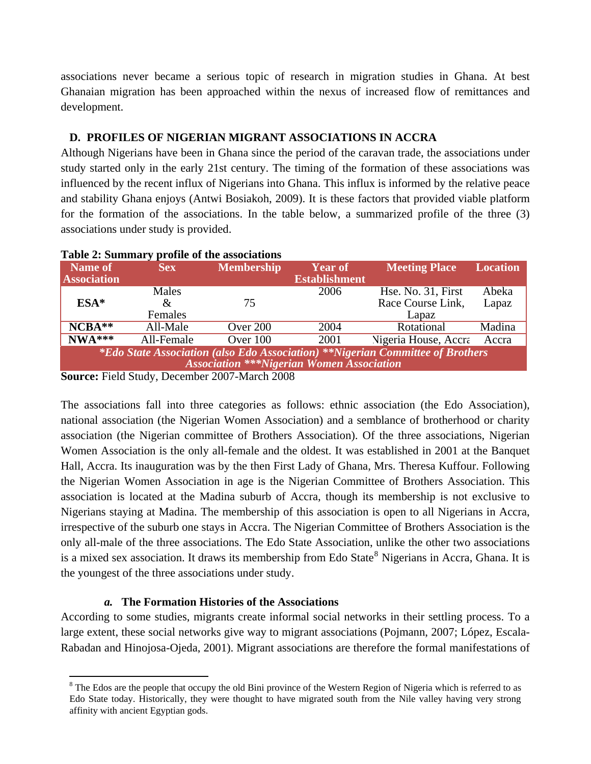associations never became a serious topic of research in migration studies in Ghana. At best Ghanaian migration has been approached within the nexus of increased flow of remittances and development.

## D. PROFILES OF NIGERIAN MIGRANT ASSOCIATIONS IN ACCRA

Although Nigerians have been in Ghana since the period of the caravan trade, the associations under study started only in the early 21st century. The timing of the formation of these associations was influenced by the recent influx of Nigerians into Ghana. This influx is informed by the relative peace and stability Ghana enjoys (Antwi Bosiakoh, 2009). It is these factors that provided viable platform for the formation of the associations. In the table below, a summarized profile of the three (3) associations under study is provided.

**Table 2: Summary profile of the associations**

| Name of Association | Sex | Membership | Year of Establishment | Meeting Place | Location |
|---|---|---|---|---|---|
| ESA* | Males & Females | 75 | 2006 | Hse. No. 31, First Race Course Link, Lapaz | Abeka Lapaz |
| NCBA** | All-Male | Over 200 | 2004 | Rotational | Madina |
| NWA*** | All-Female | Over 100 | 2001 | Nigeria House, Accra | Accra |

*\*Edo State Association (also Edo Association) \*\*Nigerian Committee of Brothers Association \*\*\*Nigerian Women Association*

**Source:** Field Study, December 2007-March 2008

The associations fall into three categories as follows: ethnic association (the Edo Association), national association (the Nigerian Women Association) and a semblance of brotherhood or charity association (the Nigerian committee of Brothers Association). Of the three associations, Nigerian Women Association is the only all-female and the oldest. It was established in 2001 at the Banquet Hall, Accra. Its inauguration was by the then First Lady of Ghana, Mrs. Theresa Kuffour. Following the Nigerian Women Association in age is the Nigerian Committee of Brothers Association. This association is located at the Madina suburb of Accra, though its membership is not exclusive to Nigerians staying at Madina. The membership of this association is open to all Nigerians in Accra, irrespective of the suburb one stays in Accra. The Nigerian Committee of Brothers Association is the only all-male of the three associations. The Edo State Association, unlike the other two associations is a mixed sex association. It draws its membership from Edo State[8] Nigerians in Accra, Ghana. It is the youngest of the three associations under study.

### *a.* The Formation Histories of the Associations

According to some studies, migrants create informal social networks in their settling process. To a large extent, these social networks give way to migrant associations (Pojmann, 2007; López, Escala-Rabadan and Hinojosa-Ojeda, 2001). Migrant associations are therefore the formal manifestations of

[8] The Edos are the people that occupy the old Bini province of the Western Region of Nigeria which is referred to as Edo State today. Historically, they were thought to have migrated south from the Nile valley having very strong affinity with ancient Egyptian gods.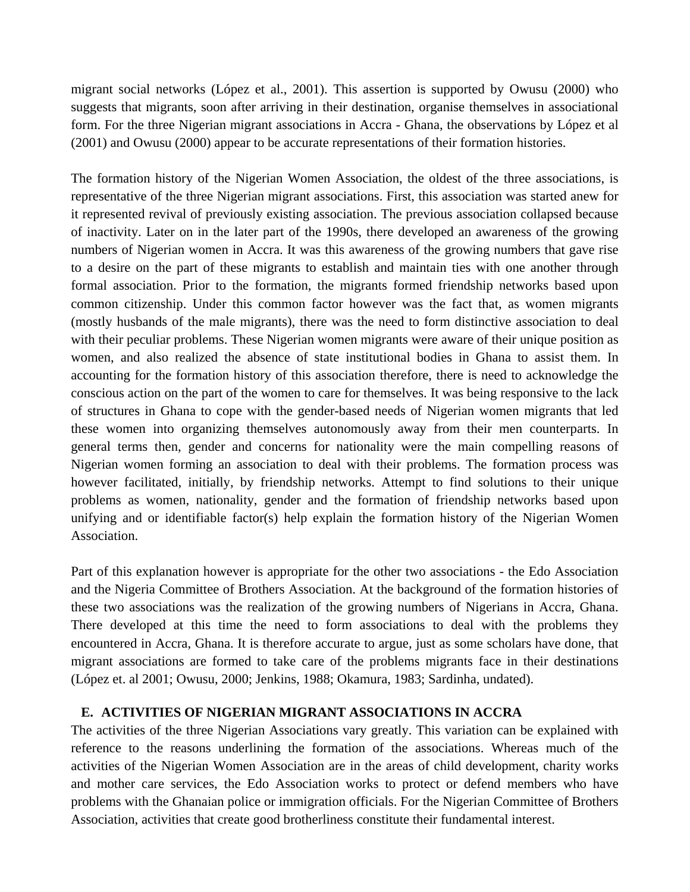migrant social networks (López et al., 2001). This assertion is supported by Owusu (2000) who suggests that migrants, soon after arriving in their destination, organise themselves in associational form. For the three Nigerian migrant associations in Accra - Ghana, the observations by López et al (2001) and Owusu (2000) appear to be accurate representations of their formation histories.

The formation history of the Nigerian Women Association, the oldest of the three associations, is representative of the three Nigerian migrant associations. First, this association was started anew for it represented revival of previously existing association. The previous association collapsed because of inactivity. Later on in the later part of the 1990s, there developed an awareness of the growing numbers of Nigerian women in Accra. It was this awareness of the growing numbers that gave rise to a desire on the part of these migrants to establish and maintain ties with one another through formal association. Prior to the formation, the migrants formed friendship networks based upon common citizenship. Under this common factor however was the fact that, as women migrants (mostly husbands of the male migrants), there was the need to form distinctive association to deal with their peculiar problems. These Nigerian women migrants were aware of their unique position as women, and also realized the absence of state institutional bodies in Ghana to assist them. In accounting for the formation history of this association therefore, there is need to acknowledge the conscious action on the part of the women to care for themselves. It was being responsive to the lack of structures in Ghana to cope with the gender-based needs of Nigerian women migrants that led these women into organizing themselves autonomously away from their men counterparts. In general terms then, gender and concerns for nationality were the main compelling reasons of Nigerian women forming an association to deal with their problems. The formation process was however facilitated, initially, by friendship networks. Attempt to find solutions to their unique problems as women, nationality, gender and the formation of friendship networks based upon unifying and or identifiable factor(s) help explain the formation history of the Nigerian Women Association.

Part of this explanation however is appropriate for the other two associations - the Edo Association and the Nigeria Committee of Brothers Association. At the background of the formation histories of these two associations was the realization of the growing numbers of Nigerians in Accra, Ghana. There developed at this time the need to form associations to deal with the problems they encountered in Accra, Ghana. It is therefore accurate to argue, just as some scholars have done, that migrant associations are formed to take care of the problems migrants face in their destinations (López et. al 2001; Owusu, 2000; Jenkins, 1988; Okamura, 1983; Sardinha, undated).

## E. ACTIVITIES OF NIGERIAN MIGRANT ASSOCIATIONS IN ACCRA

The activities of the three Nigerian Associations vary greatly. This variation can be explained with reference to the reasons underlining the formation of the associations. Whereas much of the activities of the Nigerian Women Association are in the areas of child development, charity works and mother care services, the Edo Association works to protect or defend members who have problems with the Ghanaian police or immigration officials. For the Nigerian Committee of Brothers Association, activities that create good brotherliness constitute their fundamental interest.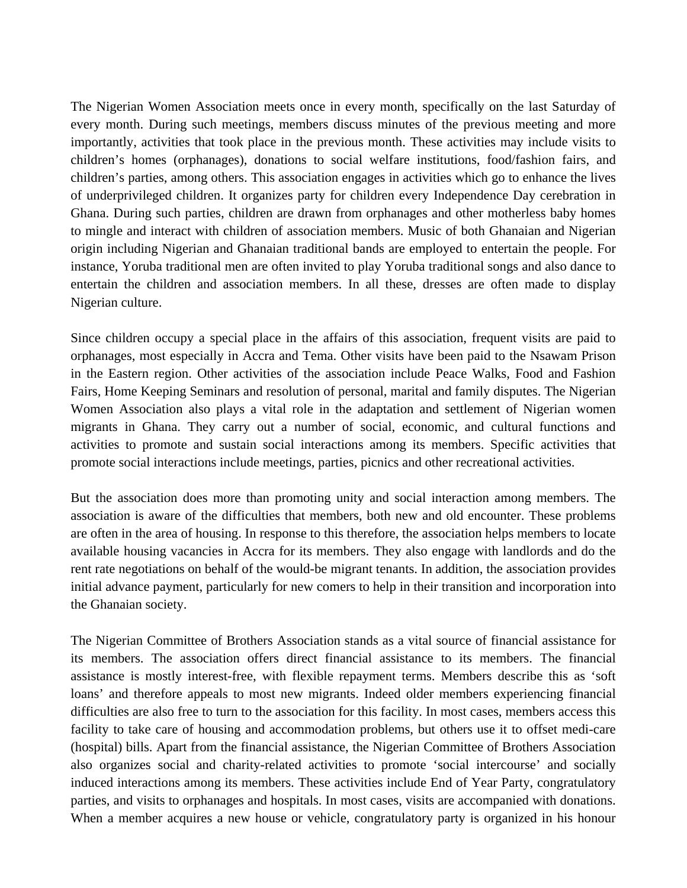The Nigerian Women Association meets once in every month, specifically on the last Saturday of every month. During such meetings, members discuss minutes of the previous meeting and more importantly, activities that took place in the previous month. These activities may include visits to children's homes (orphanages), donations to social welfare institutions, food/fashion fairs, and children's parties, among others. This association engages in activities which go to enhance the lives of underprivileged children. It organizes party for children every Independence Day cerebration in Ghana. During such parties, children are drawn from orphanages and other motherless baby homes to mingle and interact with children of association members. Music of both Ghanaian and Nigerian origin including Nigerian and Ghanaian traditional bands are employed to entertain the people. For instance, Yoruba traditional men are often invited to play Yoruba traditional songs and also dance to entertain the children and association members. In all these, dresses are often made to display Nigerian culture.

Since children occupy a special place in the affairs of this association, frequent visits are paid to orphanages, most especially in Accra and Tema. Other visits have been paid to the Nsawam Prison in the Eastern region. Other activities of the association include Peace Walks, Food and Fashion Fairs, Home Keeping Seminars and resolution of personal, marital and family disputes. The Nigerian Women Association also plays a vital role in the adaptation and settlement of Nigerian women migrants in Ghana. They carry out a number of social, economic, and cultural functions and activities to promote and sustain social interactions among its members. Specific activities that promote social interactions include meetings, parties, picnics and other recreational activities.

But the association does more than promoting unity and social interaction among members. The association is aware of the difficulties that members, both new and old encounter. These problems are often in the area of housing. In response to this therefore, the association helps members to locate available housing vacancies in Accra for its members. They also engage with landlords and do the rent rate negotiations on behalf of the would-be migrant tenants. In addition, the association provides initial advance payment, particularly for new comers to help in their transition and incorporation into the Ghanaian society.

The Nigerian Committee of Brothers Association stands as a vital source of financial assistance for its members. The association offers direct financial assistance to its members. The financial assistance is mostly interest-free, with flexible repayment terms. Members describe this as 'soft loans' and therefore appeals to most new migrants. Indeed older members experiencing financial difficulties are also free to turn to the association for this facility. In most cases, members access this facility to take care of housing and accommodation problems, but others use it to offset medi-care (hospital) bills. Apart from the financial assistance, the Nigerian Committee of Brothers Association also organizes social and charity-related activities to promote 'social intercourse' and socially induced interactions among its members. These activities include End of Year Party, congratulatory parties, and visits to orphanages and hospitals. In most cases, visits are accompanied with donations. When a member acquires a new house or vehicle, congratulatory party is organized in his honour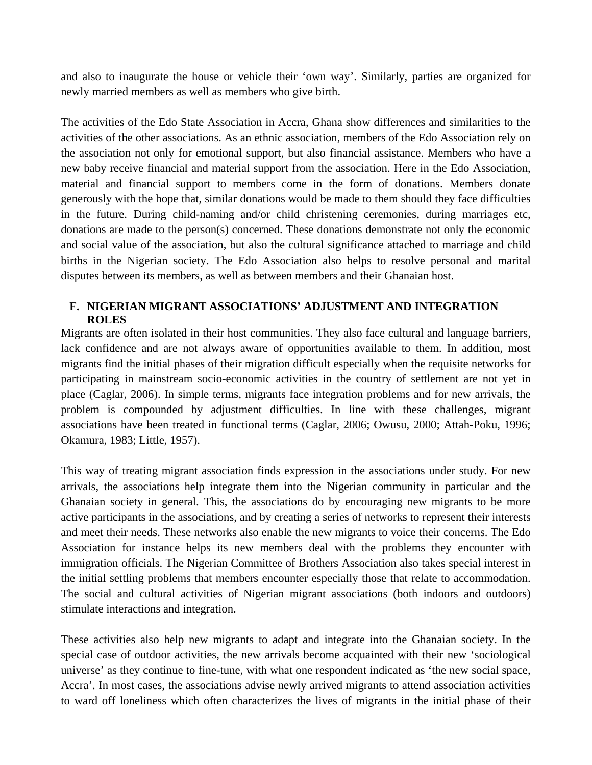and also to inaugurate the house or vehicle their 'own way'. Similarly, parties are organized for newly married members as well as members who give birth.

The activities of the Edo State Association in Accra, Ghana show differences and similarities to the activities of the other associations. As an ethnic association, members of the Edo Association rely on the association not only for emotional support, but also financial assistance. Members who have a new baby receive financial and material support from the association. Here in the Edo Association, material and financial support to members come in the form of donations. Members donate generously with the hope that, similar donations would be made to them should they face difficulties in the future. During child-naming and/or child christening ceremonies, during marriages etc, donations are made to the person(s) concerned. These donations demonstrate not only the economic and social value of the association, but also the cultural significance attached to marriage and child births in the Nigerian society. The Edo Association also helps to resolve personal and marital disputes between its members, as well as between members and their Ghanaian host.

## F. NIGERIAN MIGRANT ASSOCIATIONS' ADJUSTMENT AND INTEGRATION ROLES

Migrants are often isolated in their host communities. They also face cultural and language barriers, lack confidence and are not always aware of opportunities available to them. In addition, most migrants find the initial phases of their migration difficult especially when the requisite networks for participating in mainstream socio-economic activities in the country of settlement are not yet in place (Caglar, 2006). In simple terms, migrants face integration problems and for new arrivals, the problem is compounded by adjustment difficulties. In line with these challenges, migrant associations have been treated in functional terms (Caglar, 2006; Owusu, 2000; Attah-Poku, 1996; Okamura, 1983; Little, 1957).

This way of treating migrant association finds expression in the associations under study. For new arrivals, the associations help integrate them into the Nigerian community in particular and the Ghanaian society in general. This, the associations do by encouraging new migrants to be more active participants in the associations, and by creating a series of networks to represent their interests and meet their needs. These networks also enable the new migrants to voice their concerns. The Edo Association for instance helps its new members deal with the problems they encounter with immigration officials. The Nigerian Committee of Brothers Association also takes special interest in the initial settling problems that members encounter especially those that relate to accommodation. The social and cultural activities of Nigerian migrant associations (both indoors and outdoors) stimulate interactions and integration.

These activities also help new migrants to adapt and integrate into the Ghanaian society. In the special case of outdoor activities, the new arrivals become acquainted with their new 'sociological universe' as they continue to fine-tune, with what one respondent indicated as 'the new social space, Accra'. In most cases, the associations advise newly arrived migrants to attend association activities to ward off loneliness which often characterizes the lives of migrants in the initial phase of their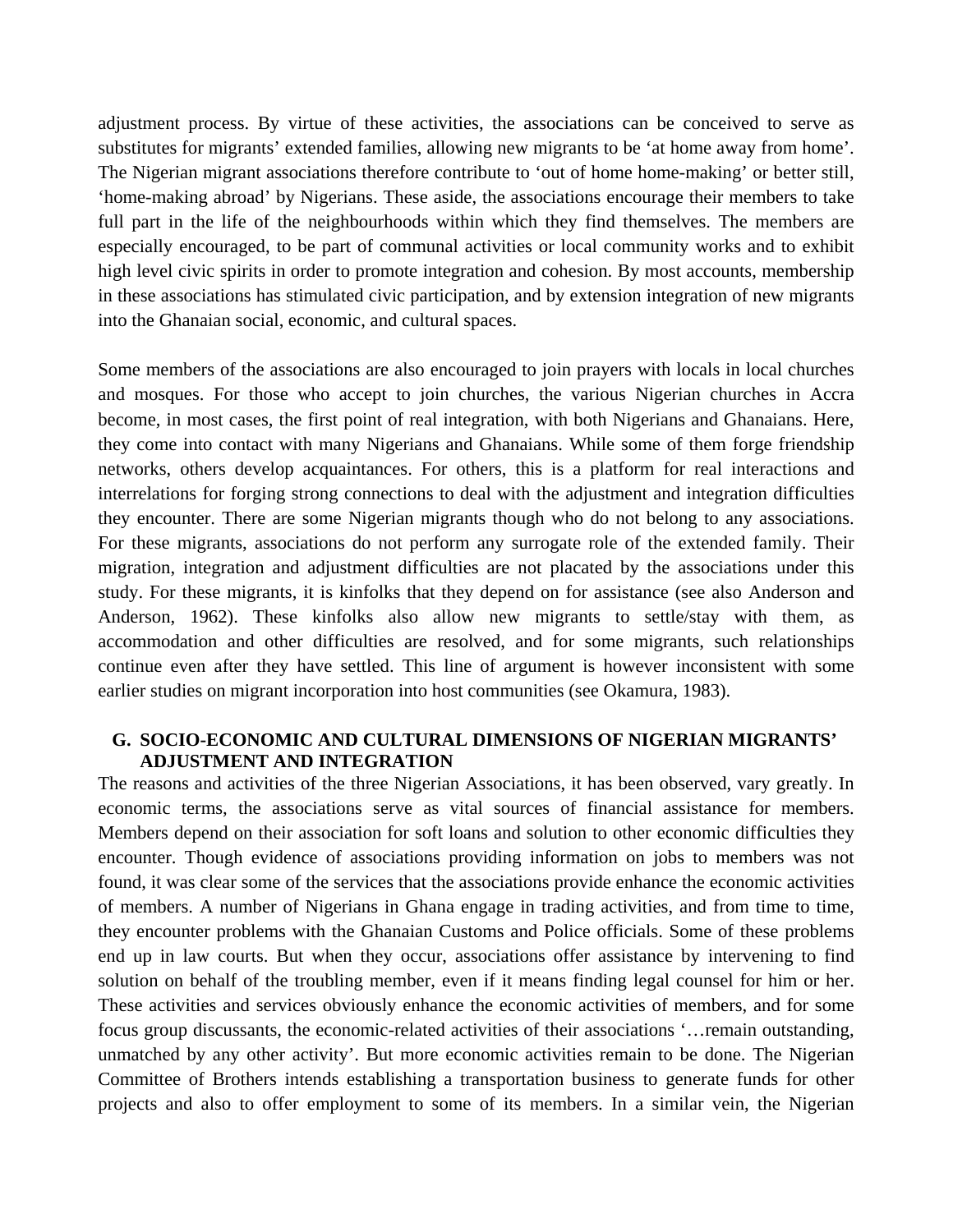adjustment process. By virtue of these activities, the associations can be conceived to serve as substitutes for migrants' extended families, allowing new migrants to be 'at home away from home'. The Nigerian migrant associations therefore contribute to 'out of home home-making' or better still, 'home-making abroad' by Nigerians. These aside, the associations encourage their members to take full part in the life of the neighbourhoods within which they find themselves. The members are especially encouraged, to be part of communal activities or local community works and to exhibit high level civic spirits in order to promote integration and cohesion. By most accounts, membership in these associations has stimulated civic participation, and by extension integration of new migrants into the Ghanaian social, economic, and cultural spaces.

Some members of the associations are also encouraged to join prayers with locals in local churches and mosques. For those who accept to join churches, the various Nigerian churches in Accra become, in most cases, the first point of real integration, with both Nigerians and Ghanaians. Here, they come into contact with many Nigerians and Ghanaians. While some of them forge friendship networks, others develop acquaintances. For others, this is a platform for real interactions and interrelations for forging strong connections to deal with the adjustment and integration difficulties they encounter. There are some Nigerian migrants though who do not belong to any associations. For these migrants, associations do not perform any surrogate role of the extended family. Their migration, integration and adjustment difficulties are not placated by the associations under this study. For these migrants, it is kinfolks that they depend on for assistance (see also Anderson and Anderson, 1962). These kinfolks also allow new migrants to settle/stay with them, as accommodation and other difficulties are resolved, and for some migrants, such relationships continue even after they have settled. This line of argument is however inconsistent with some earlier studies on migrant incorporation into host communities (see Okamura, 1983).

## G. SOCIO-ECONOMIC AND CULTURAL DIMENSIONS OF NIGERIAN MIGRANTS' ADJUSTMENT AND INTEGRATION

The reasons and activities of the three Nigerian Associations, it has been observed, vary greatly. In economic terms, the associations serve as vital sources of financial assistance for members. Members depend on their association for soft loans and solution to other economic difficulties they encounter. Though evidence of associations providing information on jobs to members was not found, it was clear some of the services that the associations provide enhance the economic activities of members. A number of Nigerians in Ghana engage in trading activities, and from time to time, they encounter problems with the Ghanaian Customs and Police officials. Some of these problems end up in law courts. But when they occur, associations offer assistance by intervening to find solution on behalf of the troubling member, even if it means finding legal counsel for him or her. These activities and services obviously enhance the economic activities of members, and for some focus group discussants, the economic-related activities of their associations '…remain outstanding, unmatched by any other activity'. But more economic activities remain to be done. The Nigerian Committee of Brothers intends establishing a transportation business to generate funds for other projects and also to offer employment to some of its members. In a similar vein, the Nigerian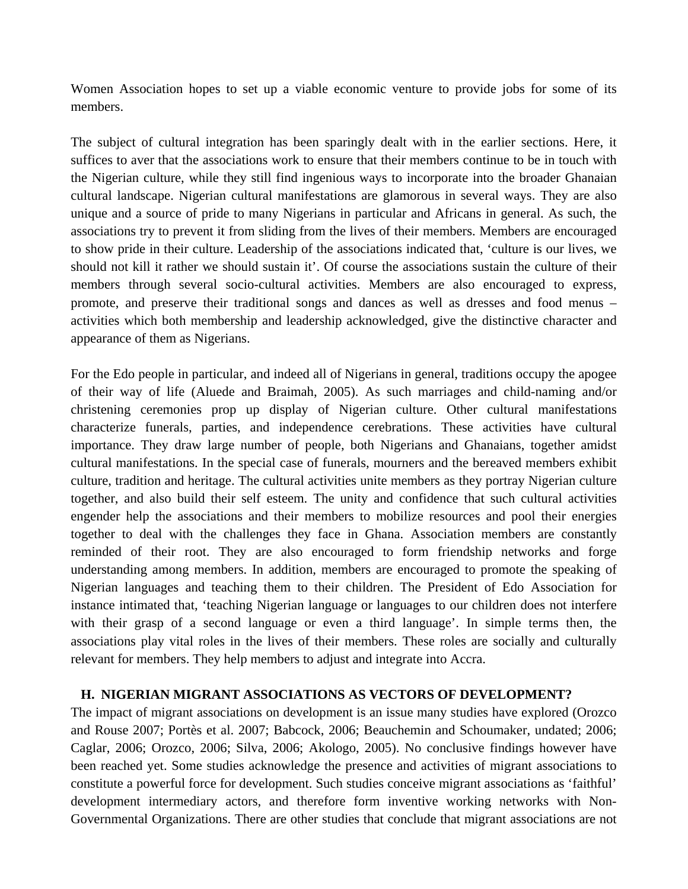Women Association hopes to set up a viable economic venture to provide jobs for some of its members.

The subject of cultural integration has been sparingly dealt with in the earlier sections. Here, it suffices to aver that the associations work to ensure that their members continue to be in touch with the Nigerian culture, while they still find ingenious ways to incorporate into the broader Ghanaian cultural landscape. Nigerian cultural manifestations are glamorous in several ways. They are also unique and a source of pride to many Nigerians in particular and Africans in general. As such, the associations try to prevent it from sliding from the lives of their members. Members are encouraged to show pride in their culture. Leadership of the associations indicated that, 'culture is our lives, we should not kill it rather we should sustain it'. Of course the associations sustain the culture of their members through several socio-cultural activities. Members are also encouraged to express, promote, and preserve their traditional songs and dances as well as dresses and food menus – activities which both membership and leadership acknowledged, give the distinctive character and appearance of them as Nigerians.

For the Edo people in particular, and indeed all of Nigerians in general, traditions occupy the apogee of their way of life (Aluede and Braimah, 2005). As such marriages and child-naming and/or christening ceremonies prop up display of Nigerian culture. Other cultural manifestations characterize funerals, parties, and independence cerebrations. These activities have cultural importance. They draw large number of people, both Nigerians and Ghanaians, together amidst cultural manifestations. In the special case of funerals, mourners and the bereaved members exhibit culture, tradition and heritage. The cultural activities unite members as they portray Nigerian culture together, and also build their self esteem. The unity and confidence that such cultural activities engender help the associations and their members to mobilize resources and pool their energies together to deal with the challenges they face in Ghana. Association members are constantly reminded of their root. They are also encouraged to form friendship networks and forge understanding among members. In addition, members are encouraged to promote the speaking of Nigerian languages and teaching them to their children. The President of Edo Association for instance intimated that, 'teaching Nigerian language or languages to our children does not interfere with their grasp of a second language or even a third language'. In simple terms then, the associations play vital roles in the lives of their members. These roles are socially and culturally relevant for members. They help members to adjust and integrate into Accra.

## H. NIGERIAN MIGRANT ASSOCIATIONS AS VECTORS OF DEVELOPMENT?

The impact of migrant associations on development is an issue many studies have explored (Orozco and Rouse 2007; Portès et al. 2007; Babcock, 2006; Beauchemin and Schoumaker, undated; 2006; Caglar, 2006; Orozco, 2006; Silva, 2006; Akologo, 2005). No conclusive findings however have been reached yet. Some studies acknowledge the presence and activities of migrant associations to constitute a powerful force for development. Such studies conceive migrant associations as 'faithful' development intermediary actors, and therefore form inventive working networks with Non-Governmental Organizations. There are other studies that conclude that migrant associations are not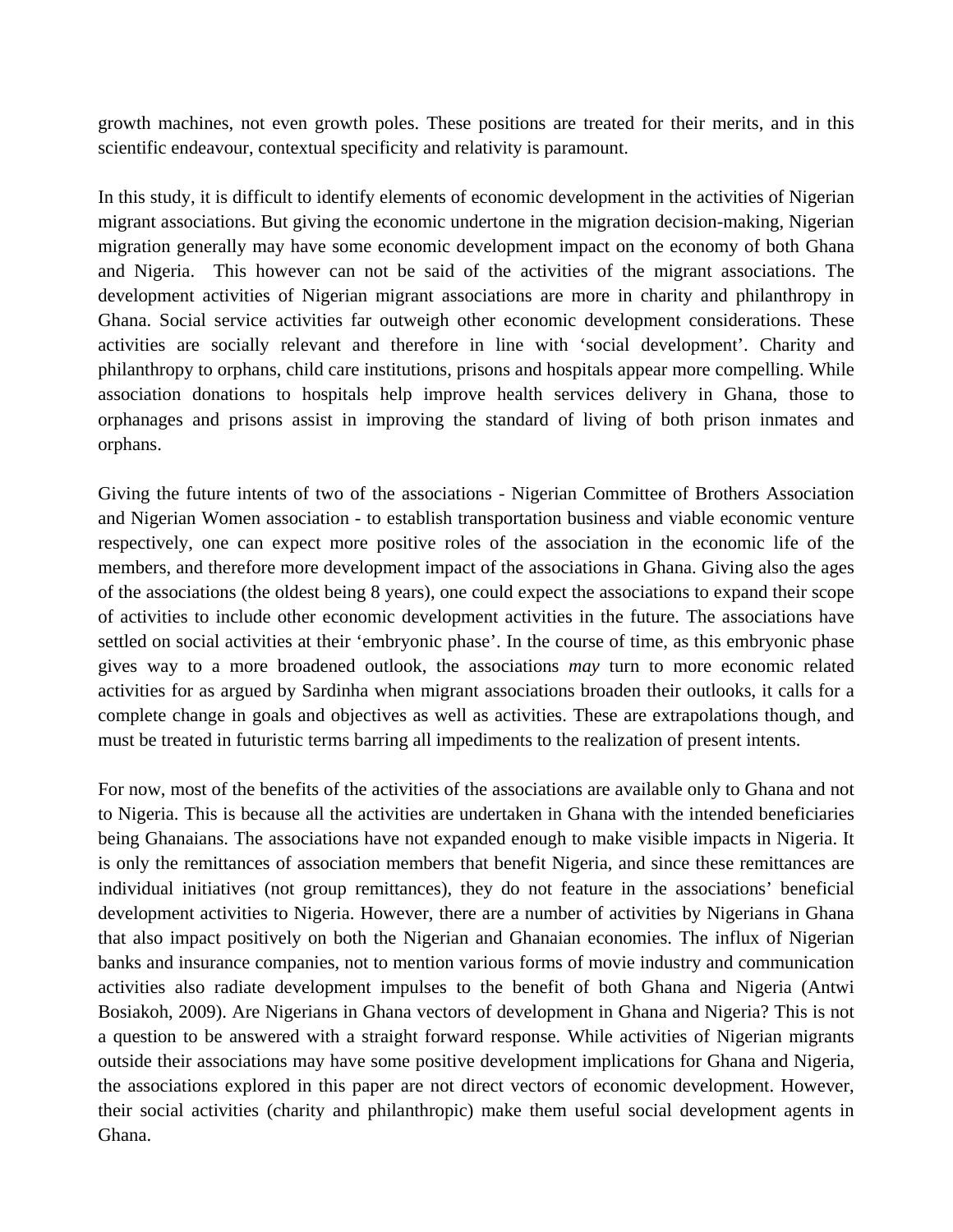growth machines, not even growth poles. These positions are treated for their merits, and in this scientific endeavour, contextual specificity and relativity is paramount.

In this study, it is difficult to identify elements of economic development in the activities of Nigerian migrant associations. But giving the economic undertone in the migration decision-making, Nigerian migration generally may have some economic development impact on the economy of both Ghana and Nigeria. This however can not be said of the activities of the migrant associations. The development activities of Nigerian migrant associations are more in charity and philanthropy in Ghana. Social service activities far outweigh other economic development considerations. These activities are socially relevant and therefore in line with 'social development'. Charity and philanthropy to orphans, child care institutions, prisons and hospitals appear more compelling. While association donations to hospitals help improve health services delivery in Ghana, those to orphanages and prisons assist in improving the standard of living of both prison inmates and orphans.

Giving the future intents of two of the associations - Nigerian Committee of Brothers Association and Nigerian Women association - to establish transportation business and viable economic venture respectively, one can expect more positive roles of the association in the economic life of the members, and therefore more development impact of the associations in Ghana. Giving also the ages of the associations (the oldest being 8 years), one could expect the associations to expand their scope of activities to include other economic development activities in the future. The associations have settled on social activities at their 'embryonic phase'. In the course of time, as this embryonic phase gives way to a more broadened outlook, the associations *may* turn to more economic related activities for as argued by Sardinha when migrant associations broaden their outlooks, it calls for a complete change in goals and objectives as well as activities. These are extrapolations though, and must be treated in futuristic terms barring all impediments to the realization of present intents.

For now, most of the benefits of the activities of the associations are available only to Ghana and not to Nigeria. This is because all the activities are undertaken in Ghana with the intended beneficiaries being Ghanaians. The associations have not expanded enough to make visible impacts in Nigeria. It is only the remittances of association members that benefit Nigeria, and since these remittances are individual initiatives (not group remittances), they do not feature in the associations' beneficial development activities to Nigeria. However, there are a number of activities by Nigerians in Ghana that also impact positively on both the Nigerian and Ghanaian economies. The influx of Nigerian banks and insurance companies, not to mention various forms of movie industry and communication activities also radiate development impulses to the benefit of both Ghana and Nigeria (Antwi Bosiakoh, 2009). Are Nigerians in Ghana vectors of development in Ghana and Nigeria? This is not a question to be answered with a straight forward response. While activities of Nigerian migrants outside their associations may have some positive development implications for Ghana and Nigeria, the associations explored in this paper are not direct vectors of economic development. However, their social activities (charity and philanthropic) make them useful social development agents in Ghana.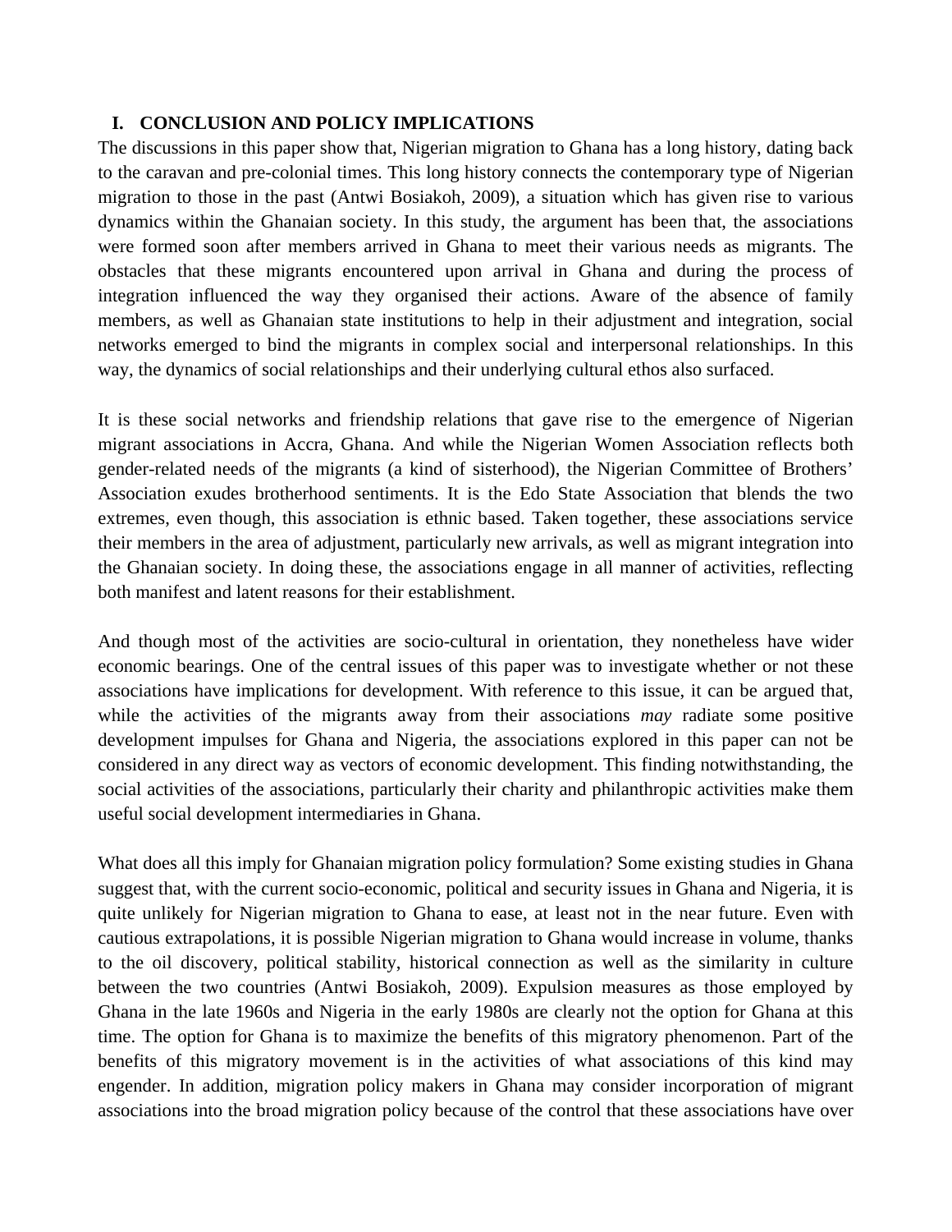## I. CONCLUSION AND POLICY IMPLICATIONS

The discussions in this paper show that, Nigerian migration to Ghana has a long history, dating back to the caravan and pre-colonial times. This long history connects the contemporary type of Nigerian migration to those in the past (Antwi Bosiakoh, 2009), a situation which has given rise to various dynamics within the Ghanaian society. In this study, the argument has been that, the associations were formed soon after members arrived in Ghana to meet their various needs as migrants. The obstacles that these migrants encountered upon arrival in Ghana and during the process of integration influenced the way they organised their actions. Aware of the absence of family members, as well as Ghanaian state institutions to help in their adjustment and integration, social networks emerged to bind the migrants in complex social and interpersonal relationships. In this way, the dynamics of social relationships and their underlying cultural ethos also surfaced.

It is these social networks and friendship relations that gave rise to the emergence of Nigerian migrant associations in Accra, Ghana. And while the Nigerian Women Association reflects both gender-related needs of the migrants (a kind of sisterhood), the Nigerian Committee of Brothers' Association exudes brotherhood sentiments. It is the Edo State Association that blends the two extremes, even though, this association is ethnic based. Taken together, these associations service their members in the area of adjustment, particularly new arrivals, as well as migrant integration into the Ghanaian society. In doing these, the associations engage in all manner of activities, reflecting both manifest and latent reasons for their establishment.

And though most of the activities are socio-cultural in orientation, they nonetheless have wider economic bearings. One of the central issues of this paper was to investigate whether or not these associations have implications for development. With reference to this issue, it can be argued that, while the activities of the migrants away from their associations *may* radiate some positive development impulses for Ghana and Nigeria, the associations explored in this paper can not be considered in any direct way as vectors of economic development. This finding notwithstanding, the social activities of the associations, particularly their charity and philanthropic activities make them useful social development intermediaries in Ghana.

What does all this imply for Ghanaian migration policy formulation? Some existing studies in Ghana suggest that, with the current socio-economic, political and security issues in Ghana and Nigeria, it is quite unlikely for Nigerian migration to Ghana to ease, at least not in the near future. Even with cautious extrapolations, it is possible Nigerian migration to Ghana would increase in volume, thanks to the oil discovery, political stability, historical connection as well as the similarity in culture between the two countries (Antwi Bosiakoh, 2009). Expulsion measures as those employed by Ghana in the late 1960s and Nigeria in the early 1980s are clearly not the option for Ghana at this time. The option for Ghana is to maximize the benefits of this migratory phenomenon. Part of the benefits of this migratory movement is in the activities of what associations of this kind may engender. In addition, migration policy makers in Ghana may consider incorporation of migrant associations into the broad migration policy because of the control that these associations have over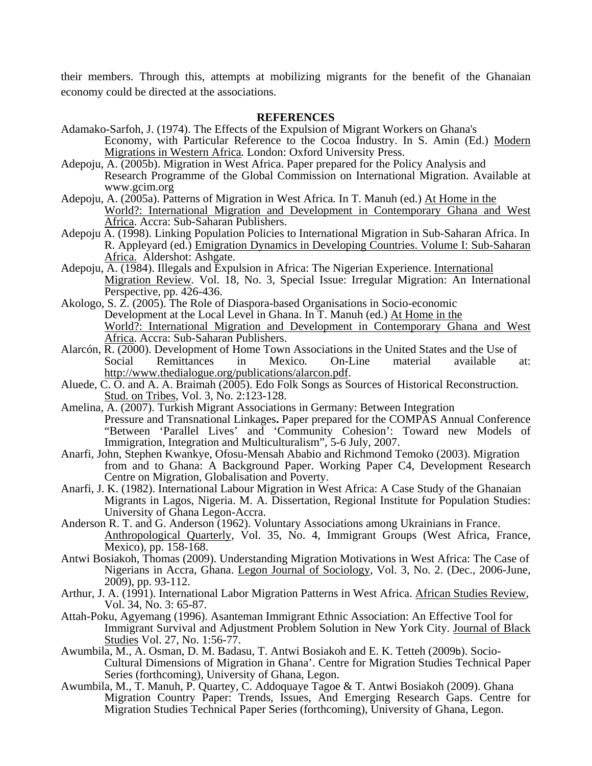their members. Through this, attempts at mobilizing migrants for the benefit of the Ghanaian economy could be directed at the associations.

## REFERENCES

Adamako-Sarfoh, J. (1974). The Effects of the Expulsion of Migrant Workers on Ghana's Economy, with Particular Reference to the Cocoa Industry. In S. Amin (Ed.) Modern Migrations in Western Africa. London: Oxford University Press.

Adepoju, A. (2005b). Migration in West Africa. Paper prepared for the Policy Analysis and Research Programme of the Global Commission on International Migration. Available at www.gcim.org

Adepoju, A. (2005a). Patterns of Migration in West Africa. In T. Manuh (ed.) At Home in the World?: International Migration and Development in Contemporary Ghana and West Africa. Accra: Sub-Saharan Publishers.

Adepoju A. (1998). Linking Population Policies to International Migration in Sub-Saharan Africa. In R. Appleyard (ed.) Emigration Dynamics in Developing Countries. Volume I: Sub-Saharan Africa. Aldershot: Ashgate.

Adepoju, A. (1984). Illegals and Expulsion in Africa: The Nigerian Experience. International Migration Review. Vol. 18, No. 3, Special Issue: Irregular Migration: An International Perspective, pp. 426-436.

Akologo, S. Z. (2005). The Role of Diaspora-based Organisations in Socio-economic Development at the Local Level in Ghana. In T. Manuh (ed.) At Home in the World?: International Migration and Development in Contemporary Ghana and West Africa. Accra: Sub-Saharan Publishers.

Alarcón, R. (2000). Development of Home Town Associations in the United States and the Use of Social Remittances in Mexico. On-Line material available at: http://www.thedialogue.org/publications/alarcon.pdf.

Aluede, C. O. and A. A. Braimah (2005). Edo Folk Songs as Sources of Historical Reconstruction. Stud. on Tribes, Vol. 3, No. 2:123-128.

Amelina, A. (2007). Turkish Migrant Associations in Germany: Between Integration Pressure and Transnational Linkages**.** Paper prepared for the COMPAS Annual Conference "Between 'Parallel Lives' and 'Community Cohesion': Toward new Models of Immigration, Integration and Multiculturalism", 5-6 July, 2007.

Anarfi, John, Stephen Kwankye, Ofosu-Mensah Ababio and Richmond Temoko (2003). Migration from and to Ghana: A Background Paper. Working Paper C4, Development Research Centre on Migration, Globalisation and Poverty.

Anarfi, J. K. (1982). International Labour Migration in West Africa: A Case Study of the Ghanaian Migrants in Lagos, Nigeria. M. A. Dissertation, Regional Institute for Population Studies: University of Ghana Legon-Accra.

Anderson R. T. and G. Anderson (1962). Voluntary Associations among Ukrainians in France. Anthropological Quarterly, Vol. 35, No. 4, Immigrant Groups (West Africa, France, Mexico), pp. 158-168.

Antwi Bosiakoh, Thomas (2009). Understanding Migration Motivations in West Africa: The Case of Nigerians in Accra, Ghana. Legon Journal of Sociology, Vol. 3, No. 2. (Dec., 2006-June, 2009), pp. 93-112.

Arthur, J. A. (1991). International Labor Migration Patterns in West Africa. African Studies Review, Vol. 34, No. 3: 65-87.

Attah-Poku, Agyemang (1996). Asanteman Immigrant Ethnic Association: An Effective Tool for Immigrant Survival and Adjustment Problem Solution in New York City. Journal of Black Studies Vol. 27, No. 1:56-77.

Awumbila, M., A. Osman, D. M. Badasu, T. Antwi Bosiakoh and E. K. Tetteh (2009b). Socio-Cultural Dimensions of Migration in Ghana'. Centre for Migration Studies Technical Paper Series (forthcoming), University of Ghana, Legon.

Awumbila, M., T. Manuh, P. Quartey, C. Addoquaye Tagoe & T. Antwi Bosiakoh (2009). Ghana Migration Country Paper: Trends, Issues, And Emerging Research Gaps. Centre for Migration Studies Technical Paper Series (forthcoming), University of Ghana, Legon.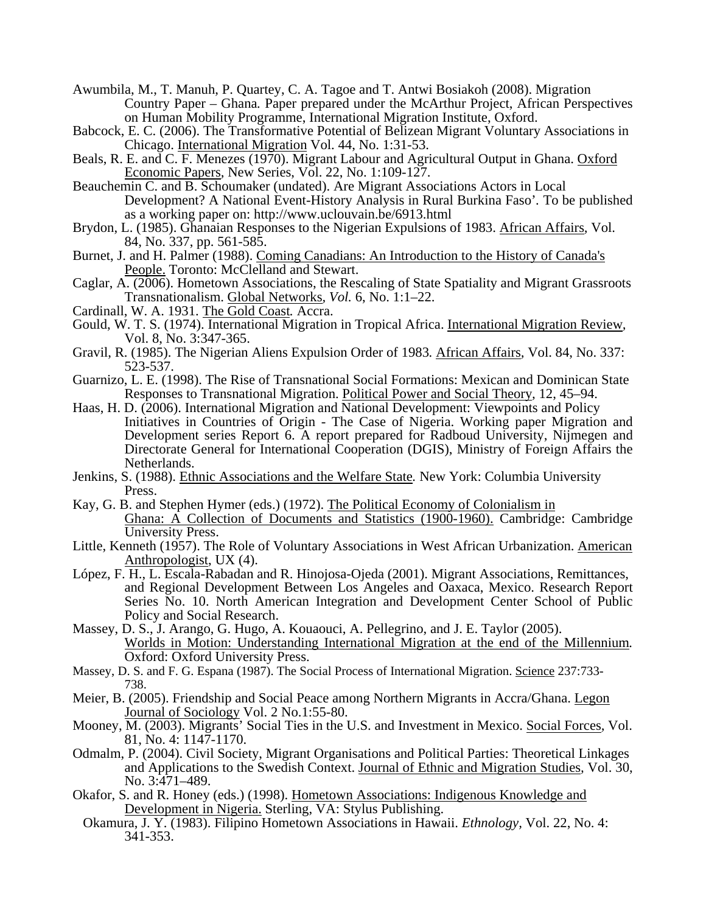Awumbila, M., T. Manuh, P. Quartey, C. A. Tagoe and T. Antwi Bosiakoh (2008). Migration Country Paper – Ghana. Paper prepared under the McArthur Project, African Perspectives on Human Mobility Programme, International Migration Institute, Oxford.

Babcock, E. C. (2006). The Transformative Potential of Belizean Migrant Voluntary Associations in Chicago. International Migration Vol. 44, No. 1:31-53.

Beals, R. E. and C. F. Menezes (1970). Migrant Labour and Agricultural Output in Ghana. Oxford Economic Papers, New Series, Vol. 22, No. 1:109-127.

Beauchemin C. and B. Schoumaker (undated). Are Migrant Associations Actors in Local Development? A National Event-History Analysis in Rural Burkina Faso'. To be published as a working paper on: http://www.uclouvain.be/6913.html

Brydon, L. (1985). Ghanaian Responses to the Nigerian Expulsions of 1983. African Affairs, Vol. 84, No. 337, pp. 561-585.

Burnet, J. and H. Palmer (1988). Coming Canadians: An Introduction to the History of Canada's People. Toronto: McClelland and Stewart.

Caglar, A. (2006). Hometown Associations, the Rescaling of State Spatiality and Migrant Grassroots Transnationalism. Global Networks, *Vol.* 6, No. 1:1–22.

Cardinall, W. A. 1931. The Gold Coast. Accra.

Gould, W. T. S. (1974). International Migration in Tropical Africa. International Migration Review, Vol. 8, No. 3:347-365.

Gravil, R. (1985). The Nigerian Aliens Expulsion Order of 1983. African Affairs, Vol. 84, No. 337: 523-537.

Guarnizo, L. E. (1998). The Rise of Transnational Social Formations: Mexican and Dominican State Responses to Transnational Migration. Political Power and Social Theory, 12, 45–94.

Haas, H. D. (2006). International Migration and National Development: Viewpoints and Policy Initiatives in Countries of Origin - The Case of Nigeria. Working paper Migration and Development series Report 6. A report prepared for Radboud University, Nijmegen and Directorate General for International Cooperation (DGIS), Ministry of Foreign Affairs the Netherlands.

Jenkins, S. (1988). Ethnic Associations and the Welfare State. New York: Columbia University Press.

Kay, G. B. and Stephen Hymer (eds.) (1972). The Political Economy of Colonialism in Ghana: A Collection of Documents and Statistics (1900-1960). Cambridge: Cambridge University Press.

Little, Kenneth (1957). The Role of Voluntary Associations in West African Urbanization. American Anthropologist, UX (4).

López, F. H., L. Escala-Rabadan and R. Hinojosa-Ojeda (2001). Migrant Associations, Remittances, and Regional Development Between Los Angeles and Oaxaca, Mexico. Research Report Series No. 10. North American Integration and Development Center School of Public Policy and Social Research.

Massey, D. S., J. Arango, G. Hugo, A. Kouaouci, A. Pellegrino, and J. E. Taylor (2005). Worlds in Motion: Understanding International Migration at the end of the Millennium. Oxford: Oxford University Press.

Massey, D. S. and F. G. Espana (1987). The Social Process of International Migration. Science 237:733-738.

Meier, B. (2005). Friendship and Social Peace among Northern Migrants in Accra/Ghana. Legon Journal of Sociology Vol. 2 No.1:55-80.

Mooney, M. (2003). Migrants' Social Ties in the U.S. and Investment in Mexico. Social Forces, Vol. 81, No. 4: 1147-1170.

Odmalm, P. (2004). Civil Society, Migrant Organisations and Political Parties: Theoretical Linkages and Applications to the Swedish Context. Journal of Ethnic and Migration Studies, Vol. 30, No. 3:471–489.

Okafor, S. and R. Honey (eds.) (1998). Hometown Associations: Indigenous Knowledge and Development in Nigeria. Sterling, VA: Stylus Publishing.

Okamura, J. Y. (1983). Filipino Hometown Associations in Hawaii. *Ethnology*, Vol. 22, No. 4: 341-353.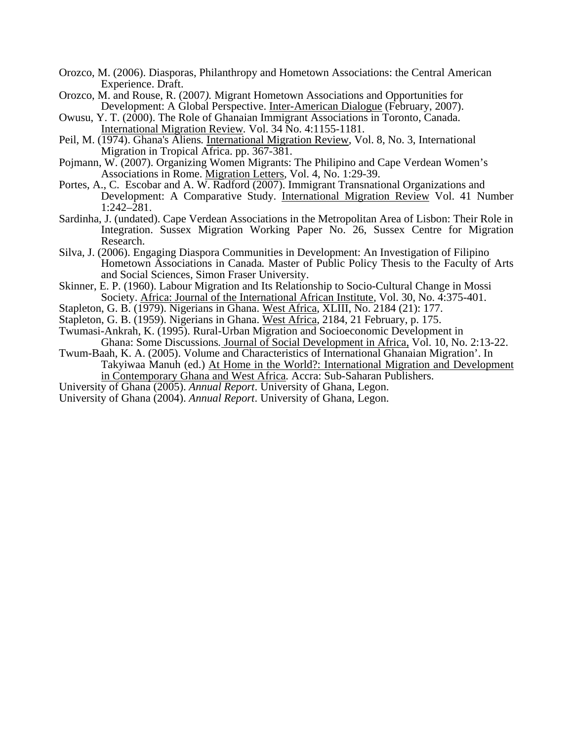Orozco, M. (2006). Diasporas, Philanthropy and Hometown Associations: the Central American Experience. Draft.

Orozco, M. and Rouse, R. (2007*).* Migrant Hometown Associations and Opportunities for Development: A Global Perspective. Inter-American Dialogue (February, 2007).

Owusu, Y. T. (2000). The Role of Ghanaian Immigrant Associations in Toronto, Canada. International Migration Review. Vol. 34 No. 4:1155-1181.

Peil, M. (1974). Ghana's Aliens. International Migration Review, Vol. 8, No. 3, International Migration in Tropical Africa. pp. 367-381.

Pojmann, W. (2007). Organizing Women Migrants: The Philipino and Cape Verdean Women's Associations in Rome. Migration Letters, Vol. 4, No. 1:29-39.

Portes, A., C. Escobar and A. W. Radford (2007). Immigrant Transnational Organizations and Development: A Comparative Study. International Migration Review Vol. 41 Number 1:242–281.

Sardinha, J. (undated). Cape Verdean Associations in the Metropolitan Area of Lisbon: Their Role in Integration. Sussex Migration Working Paper No. 26, Sussex Centre for Migration Research.

Silva, J. (2006). Engaging Diaspora Communities in Development: An Investigation of Filipino Hometown Associations in Canada*.* Master of Public Policy Thesis to the Faculty of Arts and Social Sciences, Simon Fraser University.

Skinner, E. P. (1960). Labour Migration and Its Relationship to Socio-Cultural Change in Mossi Society. Africa: Journal of the International African Institute, Vol. 30, No. 4:375-401.

Stapleton, G. B. (1979). Nigerians in Ghana. West Africa, XLIII, No. 2184 (21): 177.

Stapleton, G. B. (1959). Nigerians in Ghana. West Africa, 2184, 21 February, p. 175.

Twumasi-Ankrah, K. (1995). Rural-Urban Migration and Socioeconomic Development in Ghana: Some Discussions*.* Journal of Social Development in Africa, Vol. 10, No. 2:13-22.

Twum-Baah, K. A. (2005). Volume and Characteristics of International Ghanaian Migration'. In Takyiwaa Manuh (ed.) At Home in the World?: International Migration and Development in Contemporary Ghana and West Africa*.* Accra: Sub-Saharan Publishers.

University of Ghana (2005). *Annual Report*. University of Ghana, Legon.

University of Ghana (2004). *Annual Report*. University of Ghana, Legon.